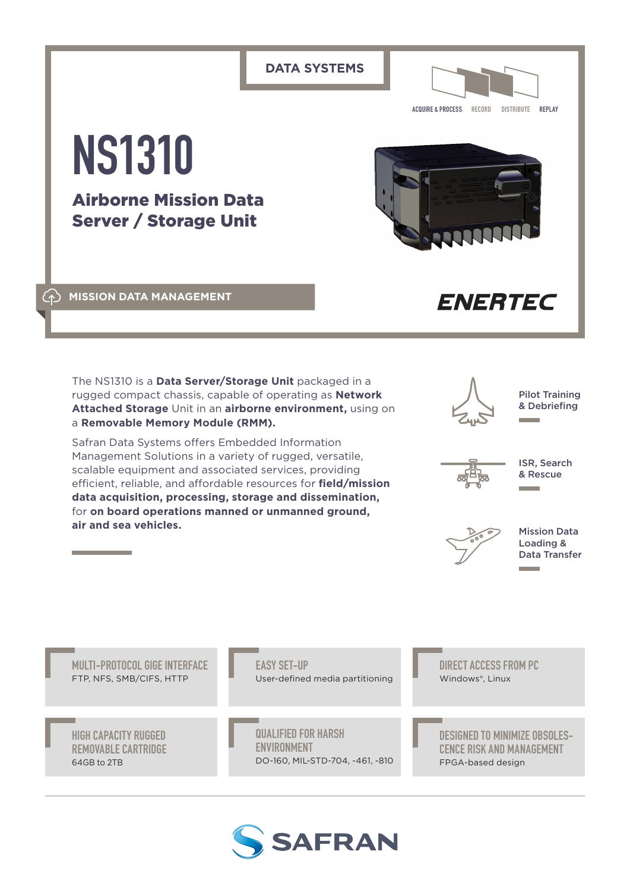DATA SYSTEMS

ACQUIRE & PROCESS RECORD DISTRIBUTE REPLAY

# NS1310

## Airborne Mission Data Server / Storage Unit

MISSION DATA MANAGEMENT

ENERTEC

The NS1310 is a **Data Server/Storage Unit** packaged in a rugged compact chassis, capable of operating as **Network Attached Storage** Unit in an **airborne environment,** using on a **Removable Memory Module (RMM).**

Safran Data Systems offers Embedded Information Management Solutions in a variety of rugged, versatile, scalable equipment and associated services, providing efficient, reliable, and affordable resources for **field/mission data acquisition, processing, storage and dissemination,** for **on board operations manned or unmanned ground, air and sea vehicles.**

Pilot Training & Debriefing

ISR, Search & Rescue

Mission Data Loading & Data Transfer

**MULTI-PROTOCOL GIGE INTERFACE**
FTP, NFS, SMB/CIFS, HTTP

**EASY SET-UP**
User-defined media partitioning

**DIRECT ACCESS FROM PC**
Windows®, Linux

**HIGH CAPACITY RUGGED REMOVABLE CARTRIDGE**
64GB to 2TB

**QUALIFIED FOR HARSH ENVIRONMENT**
DO-160, MIL-STD-704, -461, -810

**DESIGNED TO MINIMIZE OBSOLESCENCE RISK AND MANAGEMENT**
FPGA-based design

SAFRAN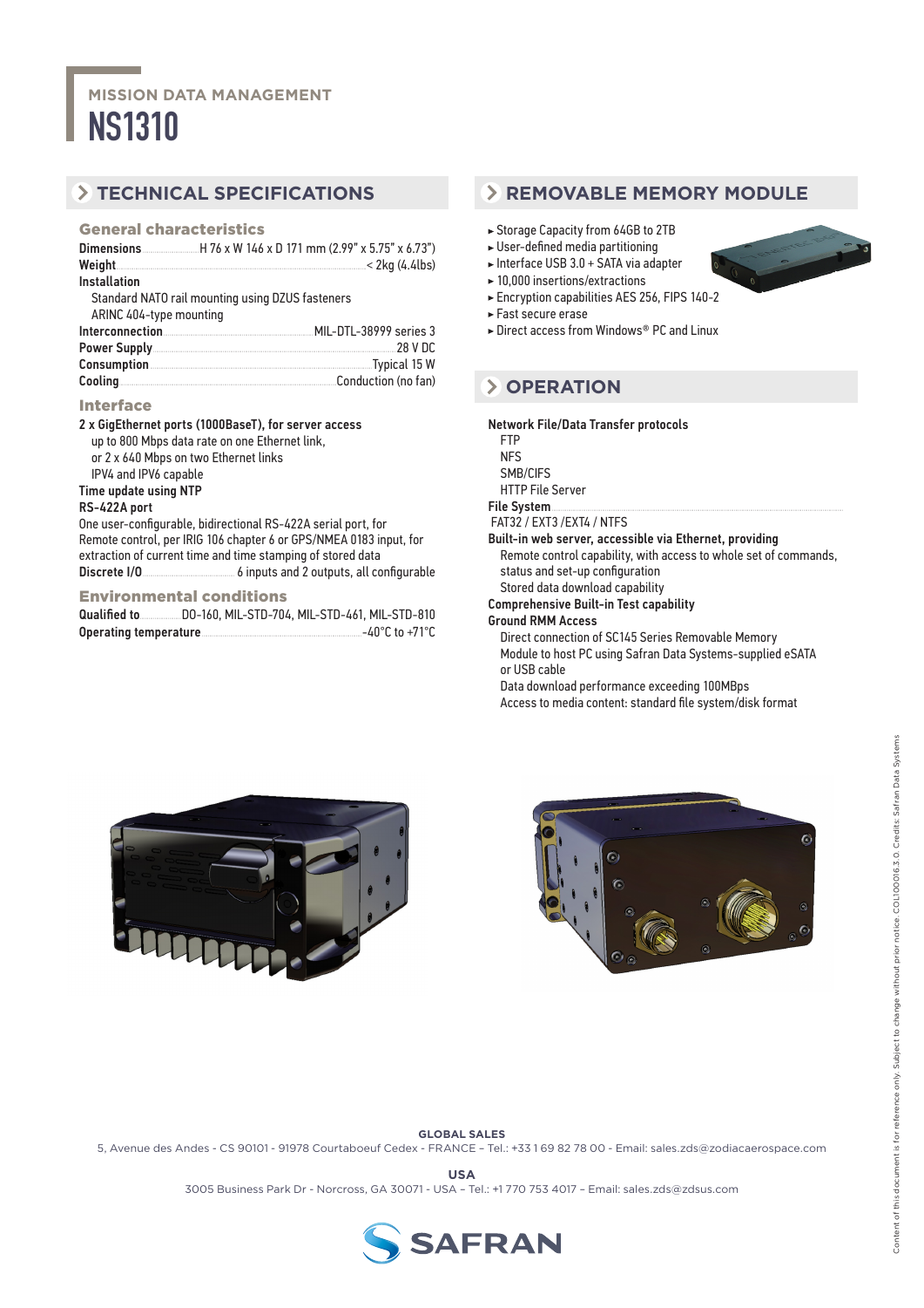MISSION DATA MANAGEMENT

# NS1310

## TECHNICAL SPECIFICATIONS

### General characteristics

**Dimensions** H 76 x W 146 x D 171 mm (2.99" x 5.75" x 6.73")
**Weight** < 2kg (4.4lbs)
**Installation**
Standard NATO rail mounting using DZUS fasteners
ARINC 404-type mounting
**Interconnection** MIL-DTL-38999 series 3
**Power Supply** 28 V DC
**Consumption** Typical 15 W
**Cooling** Conduction (no fan)

### Interface

**2 x GigEthernet ports (1000BaseT), for server access**
up to 800 Mbps data rate on one Ethernet link,
or 2 x 640 Mbps on two Ethernet links
IPV4 and IPV6 capable
**Time update using NTP**
**RS-422A port**
One user-configurable, bidirectional RS-422A serial port, for Remote control, per IRIG 106 chapter 6 or GPS/NMEA 0183 input, for extraction of current time and time stamping of stored data
**Discrete I/O** 6 inputs and 2 outputs, all configurable

### Environmental conditions

**Qualified to** DO-160, MIL-STD-704, MIL-STD-461, MIL-STD-810
**Operating temperature** -40°C to +71°C

## REMOVABLE MEMORY MODULE

- Storage Capacity from 64GB to 2TB
- User-defined media partitioning
- Interface USB 3.0 + SATA via adapter
- 10,000 insertions/extractions
- Encryption capabilities AES 256, FIPS 140-2
- Fast secure erase
- Direct access from Windows® PC and Linux

## OPERATION

**Network File/Data Transfer protocols**
FTP
NFS
SMB/CIFS
HTTP File Server
**File System**
FAT32 / EXT3 /EXT4 / NTFS
**Built-in web server, accessible via Ethernet, providing**
Remote control capability, with access to whole set of commands, status and set-up configuration
Stored data download capability
**Comprehensive Built-in Test capability**
**Ground RMM Access**
Direct connection of SC145 Series Removable Memory Module to host PC using Safran Data Systems-supplied eSATA or USB cable
Data download performance exceeding 100MBps
Access to media content: standard file system/disk format

**GLOBAL SALES**
5, Avenue des Andes - CS 90101 - 91978 Courtaboeuf Cedex - FRANCE – Tel.: +33 1 69 82 78 00 - Email: sales.zds@zodiacaerospace.com

**USA**
3005 Business Park Dr - Norcross, GA 30071 - USA – Tel.: +1 770 753 4017 – Email: sales.zds@zdsus.com

SAFRAN

Content of this document is for reference only. Subject to change without prior notice. COL100016.3.0. Credits: Safran Data Systems